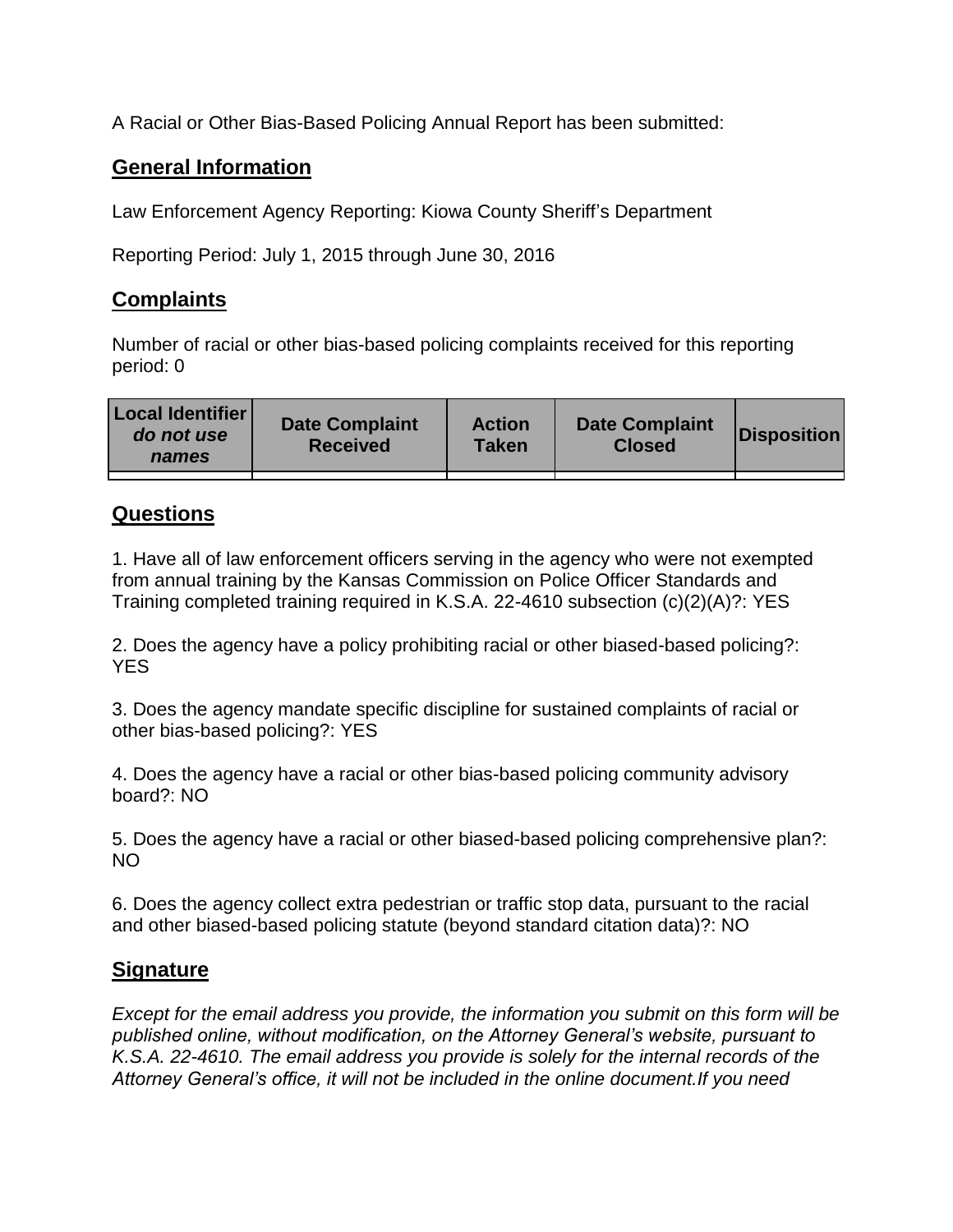A Racial or Other Bias-Based Policing Annual Report has been submitted:

## General Information

Law Enforcement Agency Reporting: Kiowa County Sheriff's Department

Reporting Period: July 1, 2015 through June 30, 2016

## Complaints

Number of racial or other bias-based policing complaints received for this reporting period: 0

| **Local Identifier** ***do not use names*** | **Date Complaint Received** | **Action Taken** | **Date Complaint Closed** | **Disposition** |
|---|---|---|---|---|
| | | | | |

## Questions

1. Have all of law enforcement officers serving in the agency who were not exempted from annual training by the Kansas Commission on Police Officer Standards and Training completed training required in K.S.A. 22-4610 subsection (c)(2)(A)?: YES

2. Does the agency have a policy prohibiting racial or other biased-based policing?: YES

3. Does the agency mandate specific discipline for sustained complaints of racial or other bias-based policing?: YES

4. Does the agency have a racial or other bias-based policing community advisory board?: NO

5. Does the agency have a racial or other biased-based policing comprehensive plan?: NO

6. Does the agency collect extra pedestrian or traffic stop data, pursuant to the racial and other biased-based policing statute (beyond standard citation data)?: NO

## Signature

*Except for the email address you provide, the information you submit on this form will be published online, without modification, on the Attorney General's website, pursuant to K.S.A. 22-4610. The email address you provide is solely for the internal records of the Attorney General's office, it will not be included in the online document.If you need*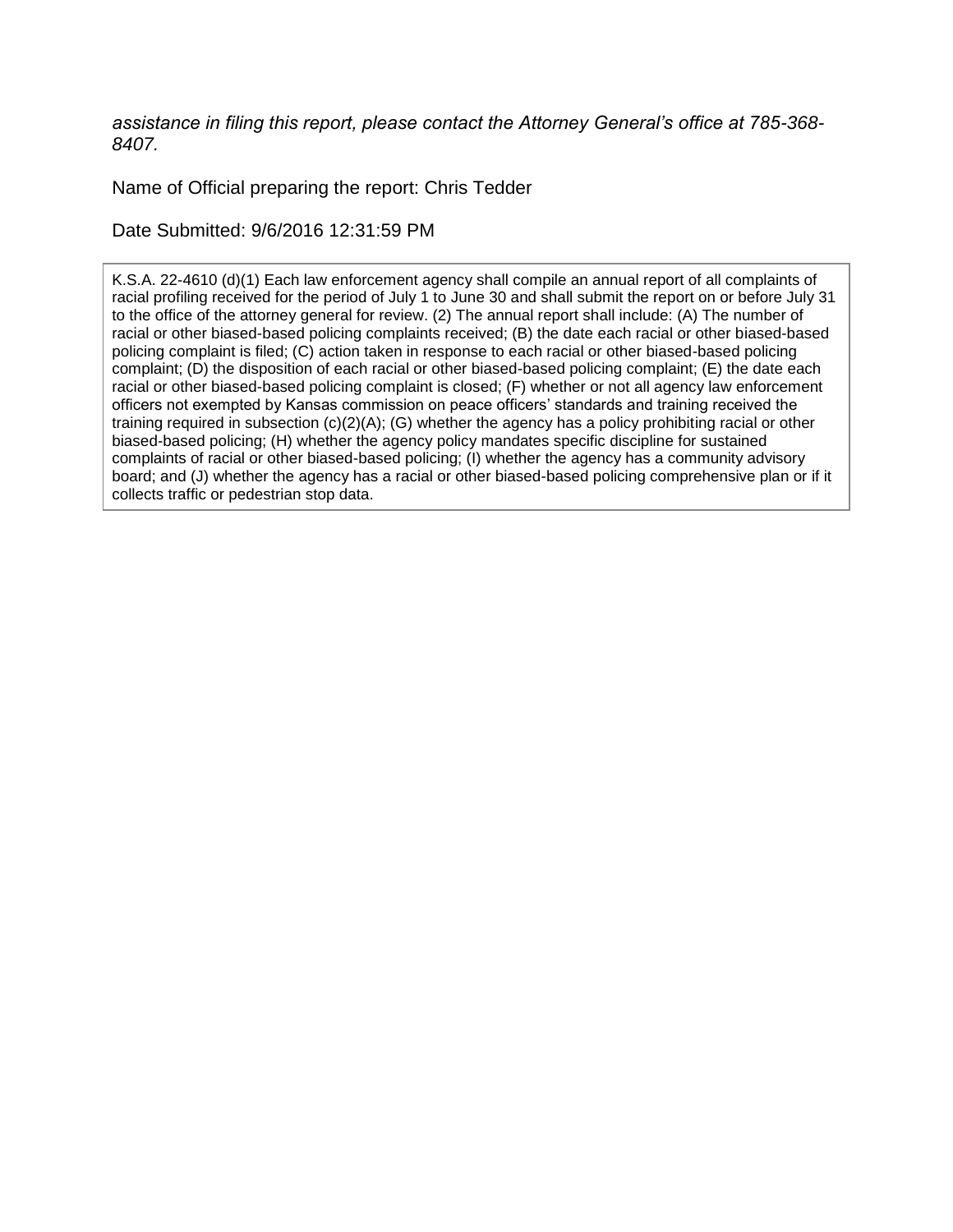*assistance in filing this report, please contact the Attorney General's office at 785-368-8407.*

Name of Official preparing the report: Chris Tedder

Date Submitted: 9/6/2016 12:31:59 PM

K.S.A. 22-4610 (d)(1) Each law enforcement agency shall compile an annual report of all complaints of racial profiling received for the period of July 1 to June 30 and shall submit the report on or before July 31 to the office of the attorney general for review. (2) The annual report shall include: (A) The number of racial or other biased-based policing complaints received; (B) the date each racial or other biased-based policing complaint is filed; (C) action taken in response to each racial or other biased-based policing complaint; (D) the disposition of each racial or other biased-based policing complaint; (E) the date each racial or other biased-based policing complaint is closed; (F) whether or not all agency law enforcement officers not exempted by Kansas commission on peace officers' standards and training received the training required in subsection (c)(2)(A); (G) whether the agency has a policy prohibiting racial or other biased-based policing; (H) whether the agency policy mandates specific discipline for sustained complaints of racial or other biased-based policing; (I) whether the agency has a community advisory board; and (J) whether the agency has a racial or other biased-based policing comprehensive plan or if it collects traffic or pedestrian stop data.